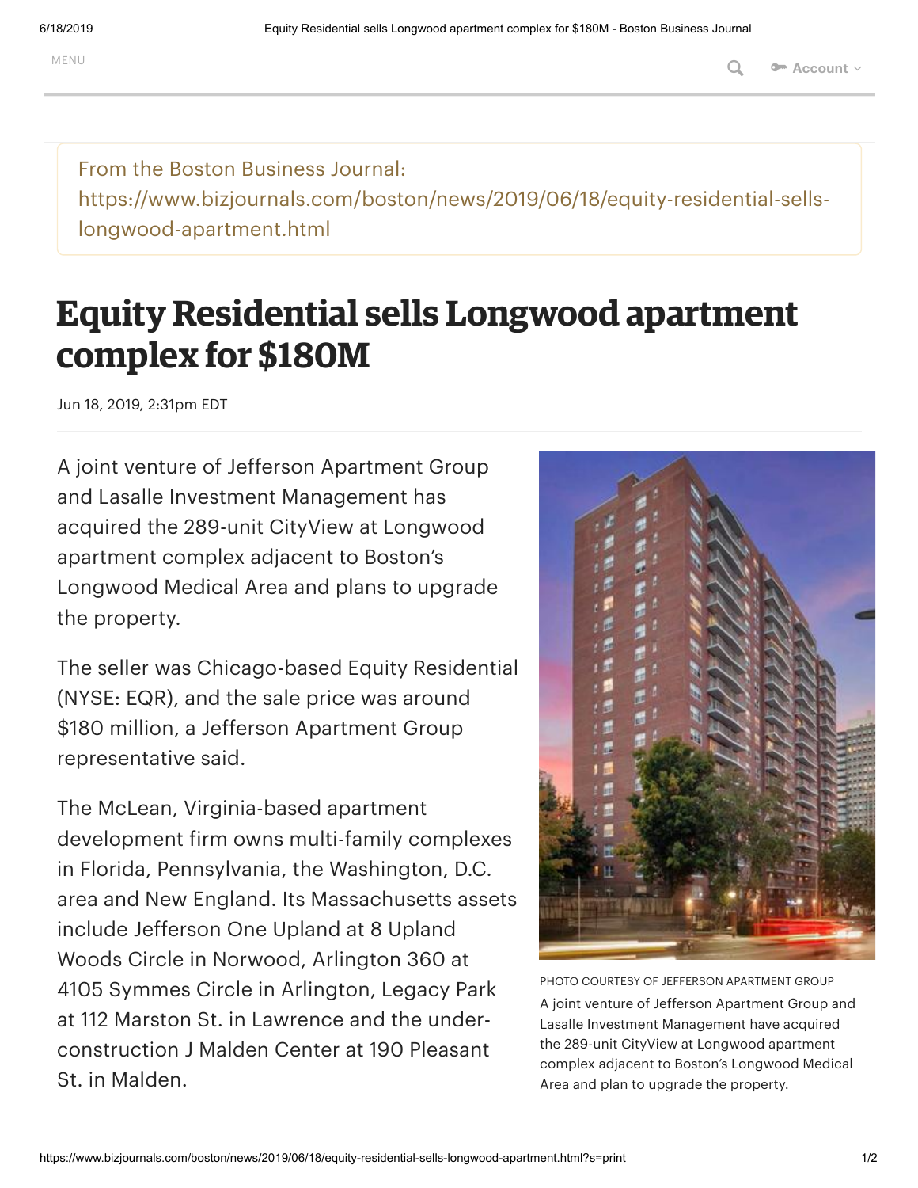From the Boston Business Journal:
https://www.bizjournals.com/boston/news/2019/06/18/equity-residential-sells-longwood-apartment.html

# Equity Residential sells Longwood apartment complex for $180M

Jun 18, 2019, 2:31pm EDT

A joint venture of Jefferson Apartment Group and Lasalle Investment Management has acquired the 289-unit CityView at Longwood apartment complex adjacent to Boston's Longwood Medical Area and plans to upgrade the property.

The seller was Chicago-based Equity Residential (NYSE: EQR), and the sale price was around $180 million, a Jefferson Apartment Group representative said.

The McLean, Virginia-based apartment development firm owns multi-family complexes in Florida, Pennsylvania, the Washington, D.C. area and New England. Its Massachusetts assets include Jefferson One Upland at 8 Upland Woods Circle in Norwood, Arlington 360 at 4105 Symmes Circle in Arlington, Legacy Park at 112 Marston St. in Lawrence and the under-construction J Malden Center at 190 Pleasant St. in Malden.

PHOTO COURTESY OF JEFFERSON APARTMENT GROUP

A joint venture of Jefferson Apartment Group and Lasalle Investment Management have acquired the 289-unit CityView at Longwood apartment complex adjacent to Boston's Longwood Medical Area and plan to upgrade the property.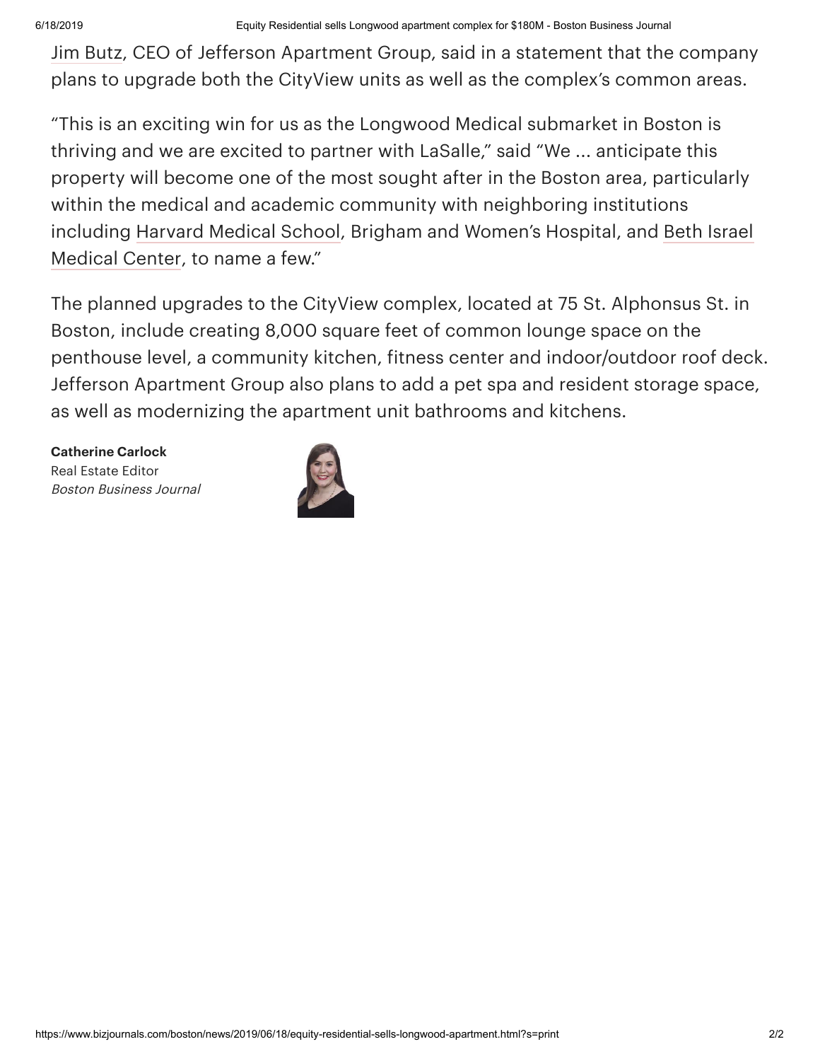Jim Butz, CEO of Jefferson Apartment Group, said in a statement that the company plans to upgrade both the CityView units as well as the complex's common areas.

"This is an exciting win for us as the Longwood Medical submarket in Boston is thriving and we are excited to partner with LaSalle," said "We ... anticipate this property will become one of the most sought after in the Boston area, particularly within the medical and academic community with neighboring institutions including Harvard Medical School, Brigham and Women's Hospital, and Beth Israel Medical Center, to name a few."

The planned upgrades to the CityView complex, located at 75 St. Alphonsus St. in Boston, include creating 8,000 square feet of common lounge space on the penthouse level, a community kitchen, fitness center and indoor/outdoor roof deck. Jefferson Apartment Group also plans to add a pet spa and resident storage space, as well as modernizing the apartment unit bathrooms and kitchens.

**Catherine Carlock**
Real Estate Editor
*Boston Business Journal*